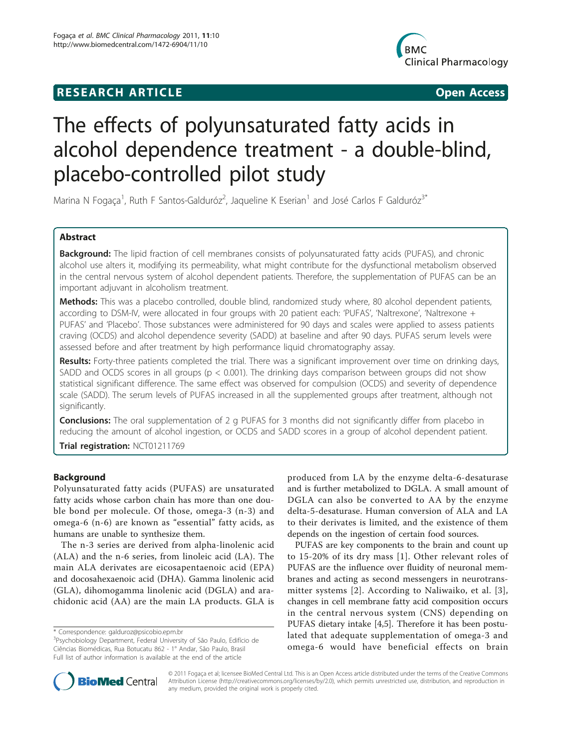**RESEARCH ARTICLE** **Open Access**

# The effects of polyunsaturated fatty acids in alcohol dependence treatment - a double-blind, placebo-controlled pilot study

Marina N Fogaça[1], Ruth F Santos-Galduróz[2], Jaqueline K Eserian[1] and José Carlos F Galduróz[3*]

## Abstract

**Background:** The lipid fraction of cell membranes consists of polyunsaturated fatty acids (PUFAS), and chronic alcohol use alters it, modifying its permeability, what might contribute for the dysfunctional metabolism observed in the central nervous system of alcohol dependent patients. Therefore, the supplementation of PUFAS can be an important adjuvant in alcoholism treatment.

**Methods:** This was a placebo controlled, double blind, randomized study where, 80 alcohol dependent patients, according to DSM-IV, were allocated in four groups with 20 patient each: 'PUFAS', 'Naltrexone', 'Naltrexone + PUFAS' and 'Placebo'. Those substances were administered for 90 days and scales were applied to assess patients craving (OCDS) and alcohol dependence severity (SADD) at baseline and after 90 days. PUFAS serum levels were assessed before and after treatment by high performance liquid chromatography assay.

**Results:** Forty-three patients completed the trial. There was a significant improvement over time on drinking days, SADD and OCDS scores in all groups ($p < 0.001$). The drinking days comparison between groups did not show statistical significant difference. The same effect was observed for compulsion (OCDS) and severity of dependence scale (SADD). The serum levels of PUFAS increased in all the supplemented groups after treatment, although not significantly.

**Conclusions:** The oral supplementation of 2 g PUFAS for 3 months did not significantly differ from placebo in reducing the amount of alcohol ingestion, or OCDS and SADD scores in a group of alcohol dependent patient.

**Trial registration:** NCT01211769

## Background

Polyunsaturated fatty acids (PUFAS) are unsaturated fatty acids whose carbon chain has more than one double bond per molecule. Of those, omega-3 (n-3) and omega-6 (n-6) are known as "essential" fatty acids, as humans are unable to synthesize them.

The n-3 series are derived from alpha-linolenic acid (ALA) and the n-6 series, from linoleic acid (LA). The main ALA derivates are eicosapentaenoic acid (EPA) and docosahexaenoic acid (DHA). Gamma linolenic acid (GLA), dihomogamma linolenic acid (DGLA) and arachidonic acid (AA) are the main LA products. GLA is produced from LA by the enzyme delta-6-desaturase and is further metabolized to DGLA. A small amount of DGLA can also be converted to AA by the enzyme delta-5-desaturase. Human conversion of ALA and LA to their derivates is limited, and the existence of them depends on the ingestion of certain food sources.

PUFAS are key components to the brain and count up to 15-20% of its dry mass [1]. Other relevant roles of PUFAS are the influence over fluidity of neuronal membranes and acting as second messengers in neurotransmitter systems [2]. According to Naliwaiko, et al. [3], changes in cell membrane fatty acid composition occurs in the central nervous system (CNS) depending on PUFAS dietary intake [4,5]. Therefore it has been postulated that adequate supplementation of omega-3 and omega-6 would have beneficial effects on brain

\* Correspondence: galduroz@psicobio.epm.br
[3]Psychobiology Department, Federal University of São Paulo, Edifício de Ciências Biomédicas, Rua Botucatu 862 - 1° Andar, São Paulo, Brasil
Full list of author information is available at the end of the article

© 2011 Fogaça et al; licensee BioMed Central Ltd. This is an Open Access article distributed under the terms of the Creative Commons Attribution License (http://creativecommons.org/licenses/by/2.0), which permits unrestricted use, distribution, and reproduction in any medium, provided the original work is properly cited.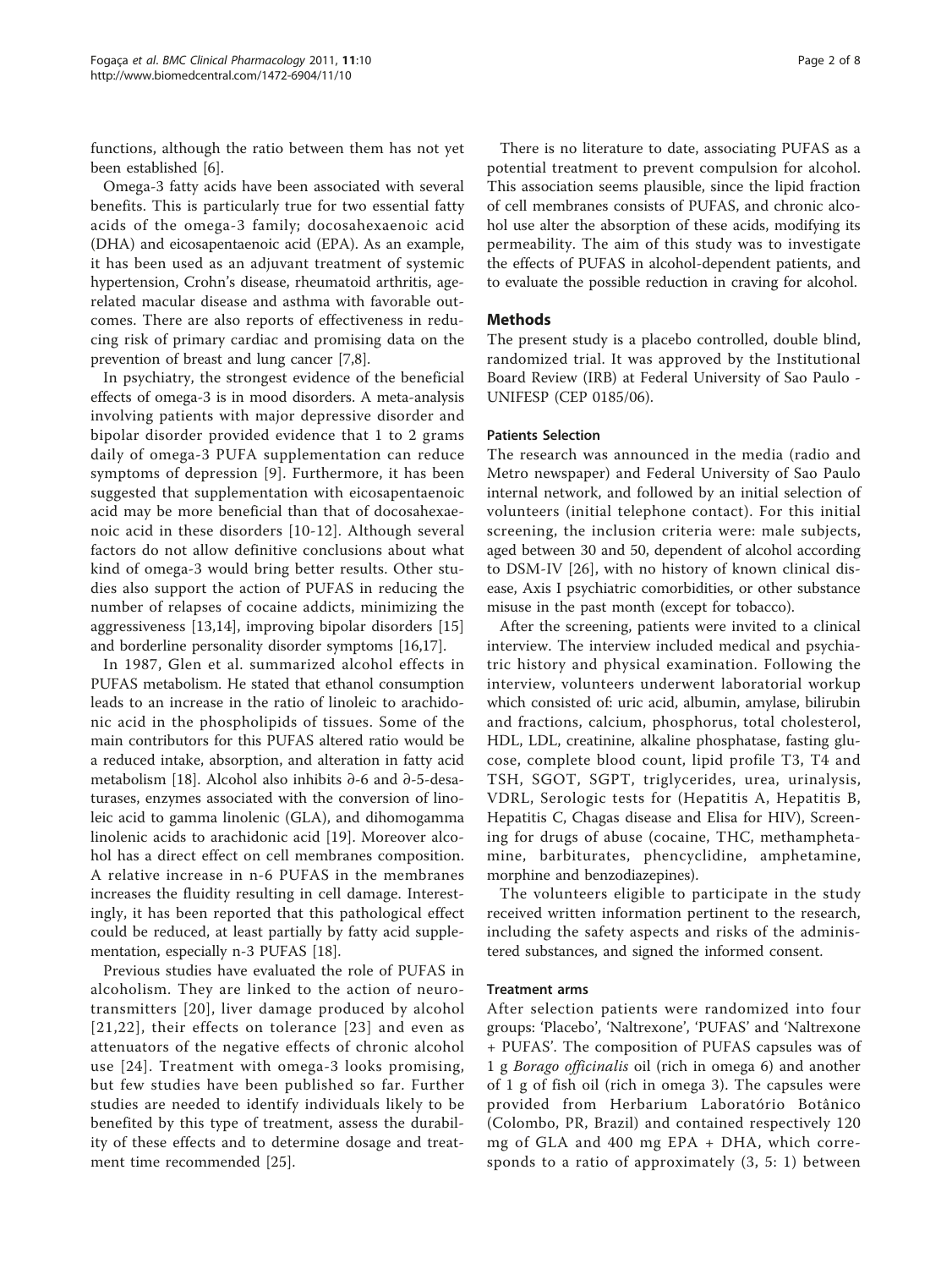functions, although the ratio between them has not yet been established [6].

Omega-3 fatty acids have been associated with several benefits. This is particularly true for two essential fatty acids of the omega-3 family; docosahexaenoic acid (DHA) and eicosapentaenoic acid (EPA). As an example, it has been used as an adjuvant treatment of systemic hypertension, Crohn's disease, rheumatoid arthritis, age-related macular disease and asthma with favorable outcomes. There are also reports of effectiveness in reducing risk of primary cardiac and promising data on the prevention of breast and lung cancer [7,8].

In psychiatry, the strongest evidence of the beneficial effects of omega-3 is in mood disorders. A meta-analysis involving patients with major depressive disorder and bipolar disorder provided evidence that 1 to 2 grams daily of omega-3 PUFA supplementation can reduce symptoms of depression [9]. Furthermore, it has been suggested that supplementation with eicosapentaenoic acid may be more beneficial than that of docosahexaenoic acid in these disorders [10-12]. Although several factors do not allow definitive conclusions about what kind of omega-3 would bring better results. Other studies also support the action of PUFAS in reducing the number of relapses of cocaine addicts, minimizing the aggressiveness [13,14], improving bipolar disorders [15] and borderline personality disorder symptoms [16,17].

In 1987, Glen et al. summarized alcohol effects in PUFAS metabolism. He stated that ethanol consumption leads to an increase in the ratio of linoleic to arachidonic acid in the phospholipids of tissues. Some of the main contributors for this PUFAS altered ratio would be a reduced intake, absorption, and alteration in fatty acid metabolism [18]. Alcohol also inhibits ∂-6 and ∂-5-desaturases, enzymes associated with the conversion of linoleic acid to gamma linolenic (GLA), and dihomogamma linolenic acids to arachidonic acid [19]. Moreover alcohol has a direct effect on cell membranes composition. A relative increase in n-6 PUFAS in the membranes increases the fluidity resulting in cell damage. Interestingly, it has been reported that this pathological effect could be reduced, at least partially by fatty acid supplementation, especially n-3 PUFAS [18].

Previous studies have evaluated the role of PUFAS in alcoholism. They are linked to the action of neurotransmitters [20], liver damage produced by alcohol [21,22], their effects on tolerance [23] and even as attenuators of the negative effects of chronic alcohol use [24]. Treatment with omega-3 looks promising, but few studies have been published so far. Further studies are needed to identify individuals likely to be benefited by this type of treatment, assess the durability of these effects and to determine dosage and treatment time recommended [25].

There is no literature to date, associating PUFAS as a potential treatment to prevent compulsion for alcohol. This association seems plausible, since the lipid fraction of cell membranes consists of PUFAS, and chronic alcohol use alter the absorption of these acids, modifying its permeability. The aim of this study was to investigate the effects of PUFAS in alcohol-dependent patients, and to evaluate the possible reduction in craving for alcohol.

## Methods

The present study is a placebo controlled, double blind, randomized trial. It was approved by the Institutional Board Review (IRB) at Federal University of Sao Paulo - UNIFESP (CEP 0185/06).

### Patients Selection

The research was announced in the media (radio and Metro newspaper) and Federal University of Sao Paulo internal network, and followed by an initial selection of volunteers (initial telephone contact). For this initial screening, the inclusion criteria were: male subjects, aged between 30 and 50, dependent of alcohol according to DSM-IV [26], with no history of known clinical disease, Axis I psychiatric comorbidities, or other substance misuse in the past month (except for tobacco).

After the screening, patients were invited to a clinical interview. The interview included medical and psychiatric history and physical examination. Following the interview, volunteers underwent laboratorial workup which consisted of: uric acid, albumin, amylase, bilirubin and fractions, calcium, phosphorus, total cholesterol, HDL, LDL, creatinine, alkaline phosphatase, fasting glucose, complete blood count, lipid profile T3, T4 and TSH, SGOT, SGPT, triglycerides, urea, urinalysis, VDRL, Serologic tests for (Hepatitis A, Hepatitis B, Hepatitis C, Chagas disease and Elisa for HIV), Screening for drugs of abuse (cocaine, THC, methamphetamine, barbiturates, phencyclidine, amphetamine, morphine and benzodiazepines).

The volunteers eligible to participate in the study received written information pertinent to the research, including the safety aspects and risks of the administered substances, and signed the informed consent.

### Treatment arms

After selection patients were randomized into four groups: 'Placebo', 'Naltrexone', 'PUFAS' and 'Naltrexone + PUFAS'. The composition of PUFAS capsules was of 1 g *Borago officinalis* oil (rich in omega 6) and another of 1 g of fish oil (rich in omega 3). The capsules were provided from Herbarium Laboratório Botânico (Colombo, PR, Brazil) and contained respectively 120 mg of GLA and 400 mg EPA + DHA, which corresponds to a ratio of approximately (3, 5: 1) between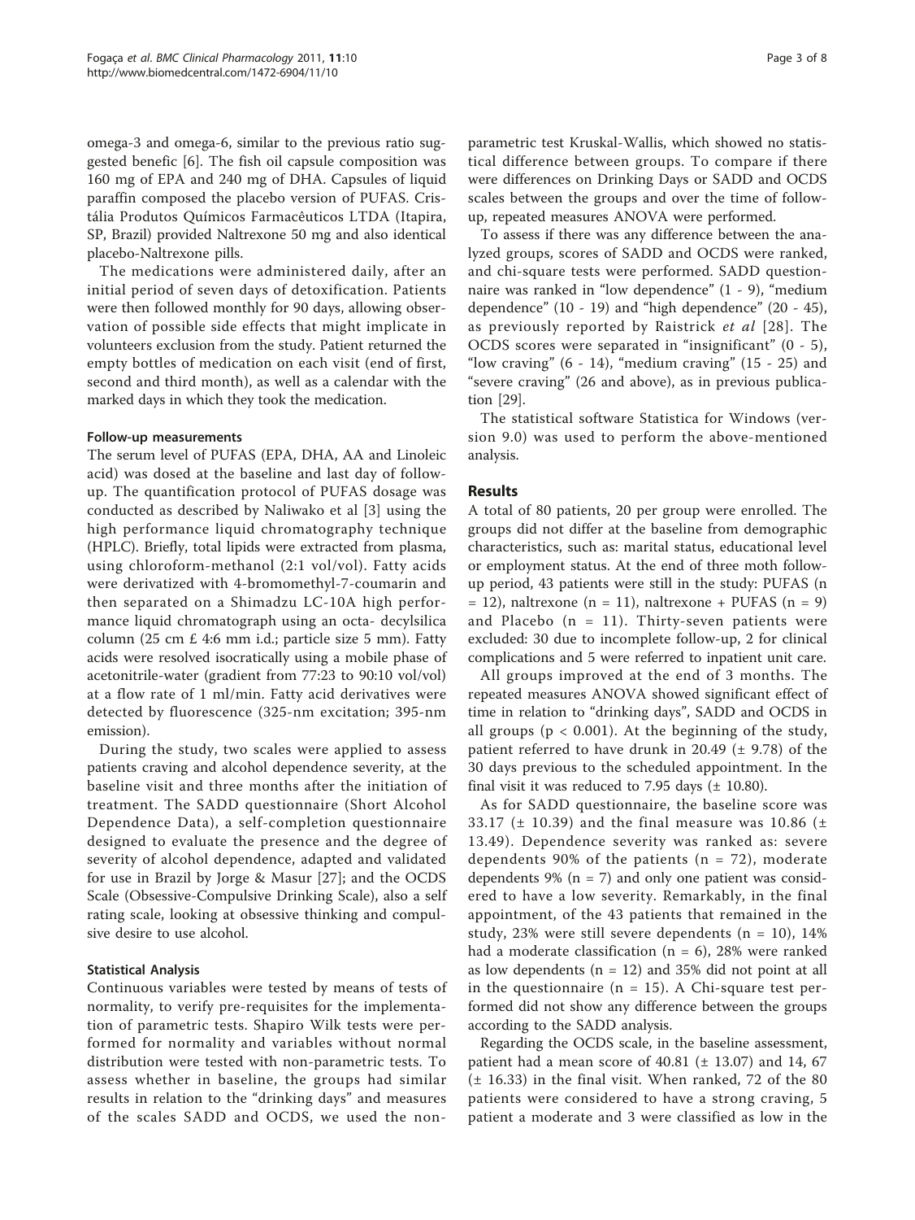omega-3 and omega-6, similar to the previous ratio suggested benefic [6]. The fish oil capsule composition was 160 mg of EPA and 240 mg of DHA. Capsules of liquid paraffin composed the placebo version of PUFAS. Cristália Produtos Químicos Farmacêuticos LTDA (Itapira, SP, Brazil) provided Naltrexone 50 mg and also identical placebo-Naltrexone pills.

The medications were administered daily, after an initial period of seven days of detoxification. Patients were then followed monthly for 90 days, allowing observation of possible side effects that might implicate in volunteers exclusion from the study. Patient returned the empty bottles of medication on each visit (end of first, second and third month), as well as a calendar with the marked days in which they took the medication.

#### Follow-up measurements

The serum level of PUFAS (EPA, DHA, AA and Linoleic acid) was dosed at the baseline and last day of follow-up. The quantification protocol of PUFAS dosage was conducted as described by Naliwako et al [3] using the high performance liquid chromatography technique (HPLC). Briefly, total lipids were extracted from plasma, using chloroform-methanol (2:1 vol/vol). Fatty acids were derivatized with 4-bromomethyl-7-coumarin and then separated on a Shimadzu LC-10A high performance liquid chromatograph using an octa- decylsilica column (25 cm £ 4:6 mm i.d.; particle size 5 mm). Fatty acids were resolved isocratically using a mobile phase of acetonitrile-water (gradient from 77:23 to 90:10 vol/vol) at a flow rate of 1 ml/min. Fatty acid derivatives were detected by fluorescence (325-nm excitation; 395-nm emission).

During the study, two scales were applied to assess patients craving and alcohol dependence severity, at the baseline visit and three months after the initiation of treatment. The SADD questionnaire (Short Alcohol Dependence Data), a self-completion questionnaire designed to evaluate the presence and the degree of severity of alcohol dependence, adapted and validated for use in Brazil by Jorge & Masur [27]; and the OCDS Scale (Obsessive-Compulsive Drinking Scale), also a self rating scale, looking at obsessive thinking and compulsive desire to use alcohol.

#### Statistical Analysis

Continuous variables were tested by means of tests of normality, to verify pre-requisites for the implementation of parametric tests. Shapiro Wilk tests were performed for normality and variables without normal distribution were tested with non-parametric tests. To assess whether in baseline, the groups had similar results in relation to the "drinking days" and measures of the scales SADD and OCDS, we used the non-parametric test Kruskal-Wallis, which showed no statistical difference between groups. To compare if there were differences on Drinking Days or SADD and OCDS scales between the groups and over the time of follow-up, repeated measures ANOVA were performed.

To assess if there was any difference between the analyzed groups, scores of SADD and OCDS were ranked, and chi-square tests were performed. SADD questionnaire was ranked in "low dependence" (1 - 9), "medium dependence" (10 - 19) and "high dependence" (20 - 45), as previously reported by Raistrick *et al* [28]. The OCDS scores were separated in "insignificant" (0 - 5), "low craving" (6 - 14), "medium craving" (15 - 25) and "severe craving" (26 and above), as in previous publication [29].

The statistical software Statistica for Windows (version 9.0) was used to perform the above-mentioned analysis.

## Results

A total of 80 patients, 20 per group were enrolled. The groups did not differ at the baseline from demographic characteristics, such as: marital status, educational level or employment status. At the end of three moth follow-up period, 43 patients were still in the study: PUFAS (n = 12), naltrexone (n = 11), naltrexone + PUFAS (n = 9) and Placebo (n = 11). Thirty-seven patients were excluded: 30 due to incomplete follow-up, 2 for clinical complications and 5 were referred to inpatient unit care.

All groups improved at the end of 3 months. The repeated measures ANOVA showed significant effect of time in relation to "drinking days", SADD and OCDS in all groups ($p < 0.001$). At the beginning of the study, patient referred to have drunk in 20.49 (± 9.78) of the 30 days previous to the scheduled appointment. In the final visit it was reduced to 7.95 days (± 10.80).

As for SADD questionnaire, the baseline score was 33.17 (± 10.39) and the final measure was 10.86 (± 13.49). Dependence severity was ranked as: severe dependents 90% of the patients (n = 72), moderate dependents 9% (n = 7) and only one patient was considered to have a low severity. Remarkably, in the final appointment, of the 43 patients that remained in the study, 23% were still severe dependents (n = 10), 14% had a moderate classification (n = 6), 28% were ranked as low dependents (n = 12) and 35% did not point at all in the questionnaire (n = 15). A Chi-square test performed did not show any difference between the groups according to the SADD analysis.

Regarding the OCDS scale, in the baseline assessment, patient had a mean score of 40.81 (± 13.07) and 14, 67 (± 16.33) in the final visit. When ranked, 72 of the 80 patients were considered to have a strong craving, 5 patient a moderate and 3 were classified as low in the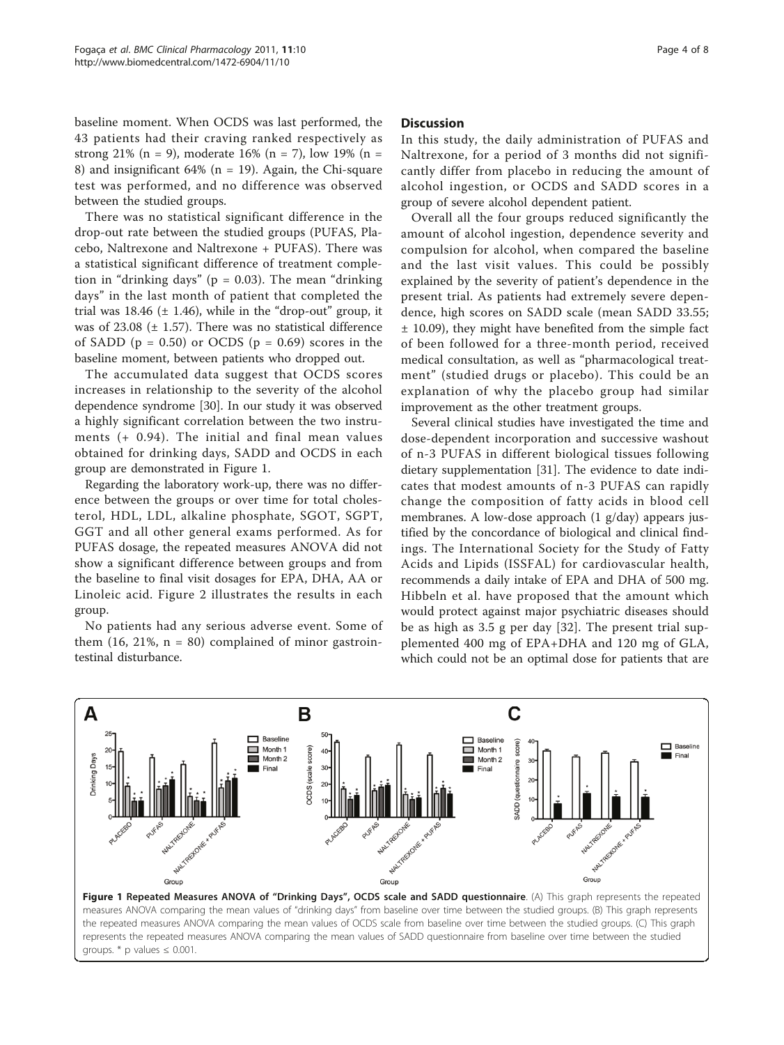baseline moment. When OCDS was last performed, the 43 patients had their craving ranked respectively as strong 21% (n = 9), moderate 16% (n = 7), low 19% (n = 8) and insignificant 64% (n = 19). Again, the Chi-square test was performed, and no difference was observed between the studied groups.

There was no statistical significant difference in the drop-out rate between the studied groups (PUFAS, Placebo, Naltrexone and Naltrexone + PUFAS). There was a statistical significant difference of treatment completion in "drinking days" ($p = 0.03$). The mean "drinking days" in the last month of patient that completed the trial was 18.46 ($\pm$ 1.46), while in the "drop-out" group, it was of 23.08 ($\pm$ 1.57). There was no statistical difference of SADD ($p = 0.50$) or OCDS ($p = 0.69$) scores in the baseline moment, between patients who dropped out.

The accumulated data suggest that OCDS scores increases in relationship to the severity of the alcohol dependence syndrome [30]. In our study it was observed a highly significant correlation between the two instruments (+ 0.94). The initial and final mean values obtained for drinking days, SADD and OCDS in each group are demonstrated in Figure 1.

Regarding the laboratory work-up, there was no difference between the groups or over time for total cholesterol, HDL, LDL, alkaline phosphate, SGOT, SGPT, GGT and all other general exams performed. As for PUFAS dosage, the repeated measures ANOVA did not show a significant difference between groups and from the baseline to final visit dosages for EPA, DHA, AA or Linoleic acid. Figure 2 illustrates the results in each group.

No patients had any serious adverse event. Some of them (16, 21%, n = 80) complained of minor gastrointestinal disturbance.

## Discussion

In this study, the daily administration of PUFAS and Naltrexone, for a period of 3 months did not significantly differ from placebo in reducing the amount of alcohol ingestion, or OCDS and SADD scores in a group of severe alcohol dependent patient.

Overall all the four groups reduced significantly the amount of alcohol ingestion, dependence severity and compulsion for alcohol, when compared the baseline and the last visit values. This could be possibly explained by the severity of patient's dependence in the present trial. As patients had extremely severe dependence, high scores on SADD scale (mean SADD 33.55; $\pm$ 10.09), they might have benefited from the simple fact of been followed for a three-month period, received medical consultation, as well as "pharmacological treatment" (studied drugs or placebo). This could be an explanation of why the placebo group had similar improvement as the other treatment groups.

Several clinical studies have investigated the time and dose-dependent incorporation and successive washout of n-3 PUFAS in different biological tissues following dietary supplementation [31]. The evidence to date indicates that modest amounts of n-3 PUFAS can rapidly change the composition of fatty acids in blood cell membranes. A low-dose approach (1 g/day) appears justified by the concordance of biological and clinical findings. The International Society for the Study of Fatty Acids and Lipids (ISSFAL) for cardiovascular health, recommends a daily intake of EPA and DHA of 500 mg. Hibbeln et al. have proposed that the amount which would protect against major psychiatric diseases should be as high as 3.5 g per day [32]. The present trial supplemented 400 mg of EPA+DHA and 120 mg of GLA, which could not be an optimal dose for patients that are

**Figure 1 Repeated Measures ANOVA of "Drinking Days", OCDS scale and SADD questionnaire**. (A) This graph represents the repeated measures ANOVA comparing the mean values of "drinking days" from baseline over time between the studied groups. (B) This graph represents the repeated measures ANOVA comparing the mean values of OCDS scale from baseline over time between the studied groups. (C) This graph represents the repeated measures ANOVA comparing the mean values of SADD questionnaire from baseline over time between the studied groups. * p values ≤ 0.001.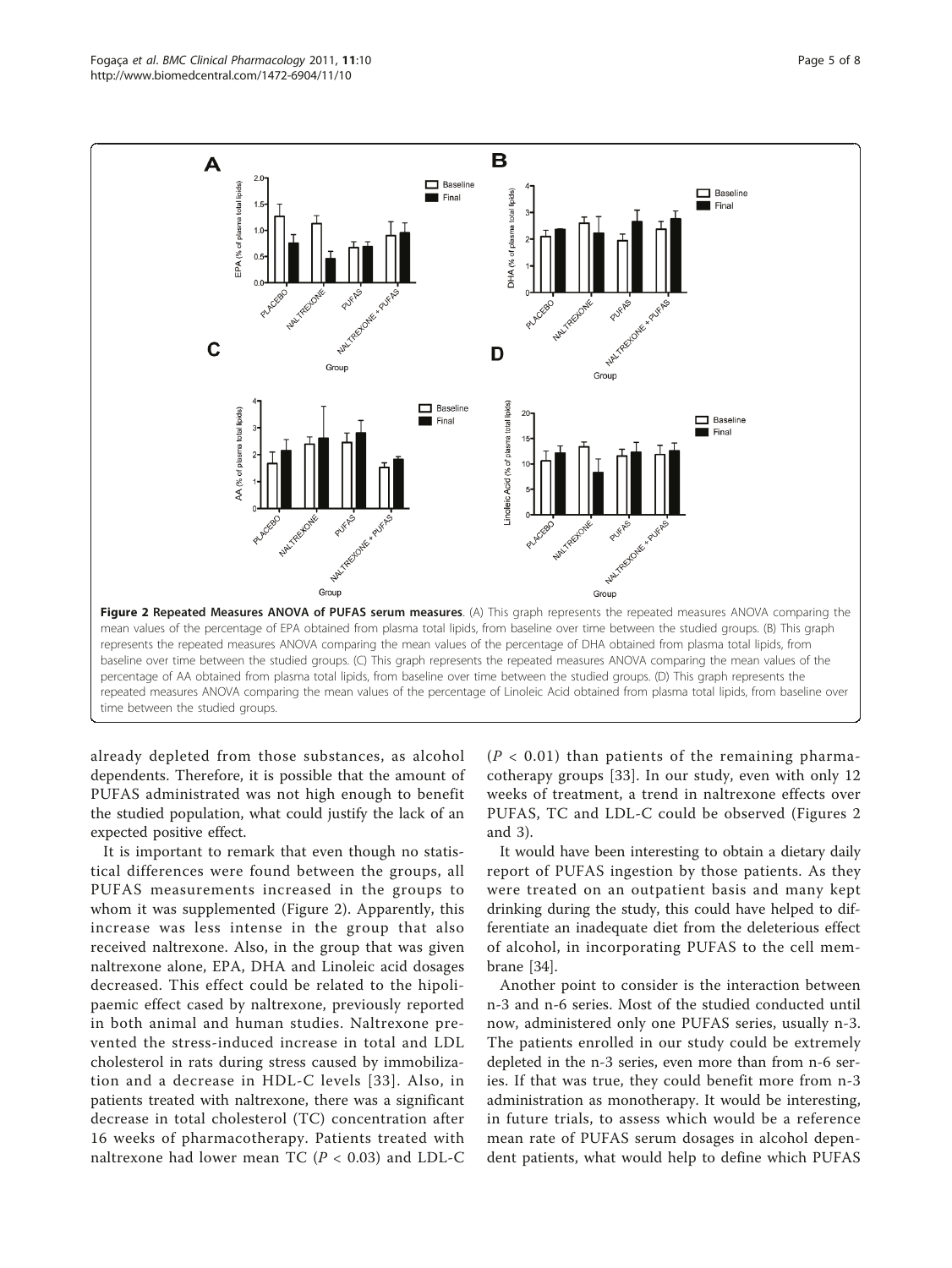**Figure 2 Repeated Measures ANOVA of PUFAS serum measures**. (A) This graph represents the repeated measures ANOVA comparing the mean values of the percentage of EPA obtained from plasma total lipids, from baseline over time between the studied groups. (B) This graph represents the repeated measures ANOVA comparing the mean values of the percentage of DHA obtained from plasma total lipids, from baseline over time between the studied groups. (C) This graph represents the repeated measures ANOVA comparing the mean values of the percentage of AA obtained from plasma total lipids, from baseline over time between the studied groups. (D) This graph represents the repeated measures ANOVA comparing the mean values of the percentage of Linoleic Acid obtained from plasma total lipids, from baseline over time between the studied groups.

already depleted from those substances, as alcohol dependents. Therefore, it is possible that the amount of PUFAS administrated was not high enough to benefit the studied population, what could justify the lack of an expected positive effect.

It is important to remark that even though no statistical differences were found between the groups, all PUFAS measurements increased in the groups to whom it was supplemented (Figure 2). Apparently, this increase was less intense in the group that also received naltrexone. Also, in the group that was given naltrexone alone, EPA, DHA and Linoleic acid dosages decreased. This effect could be related to the hipolipaemic effect cased by naltrexone, previously reported in both animal and human studies. Naltrexone prevented the stress-induced increase in total and LDL cholesterol in rats during stress caused by immobilization and a decrease in HDL-C levels [33]. Also, in patients treated with naltrexone, there was a significant decrease in total cholesterol (TC) concentration after 16 weeks of pharmacotherapy. Patients treated with naltrexone had lower mean TC ($P < 0.03$) and LDL-C ($P < 0.01$) than patients of the remaining pharmacotherapy groups [33]. In our study, even with only 12 weeks of treatment, a trend in naltrexone effects over PUFAS, TC and LDL-C could be observed (Figures 2 and 3).

It would have been interesting to obtain a dietary daily report of PUFAS ingestion by those patients. As they were treated on an outpatient basis and many kept drinking during the study, this could have helped to differentiate an inadequate diet from the deleterious effect of alcohol, in incorporating PUFAS to the cell membrane [34].

Another point to consider is the interaction between n-3 and n-6 series. Most of the studied conducted until now, administered only one PUFAS series, usually n-3. The patients enrolled in our study could be extremely depleted in the n-3 series, even more than from n-6 series. If that was true, they could benefit more from n-3 administration as monotherapy. It would be interesting, in future trials, to assess which would be a reference mean rate of PUFAS serum dosages in alcohol dependent patients, what would help to define which PUFAS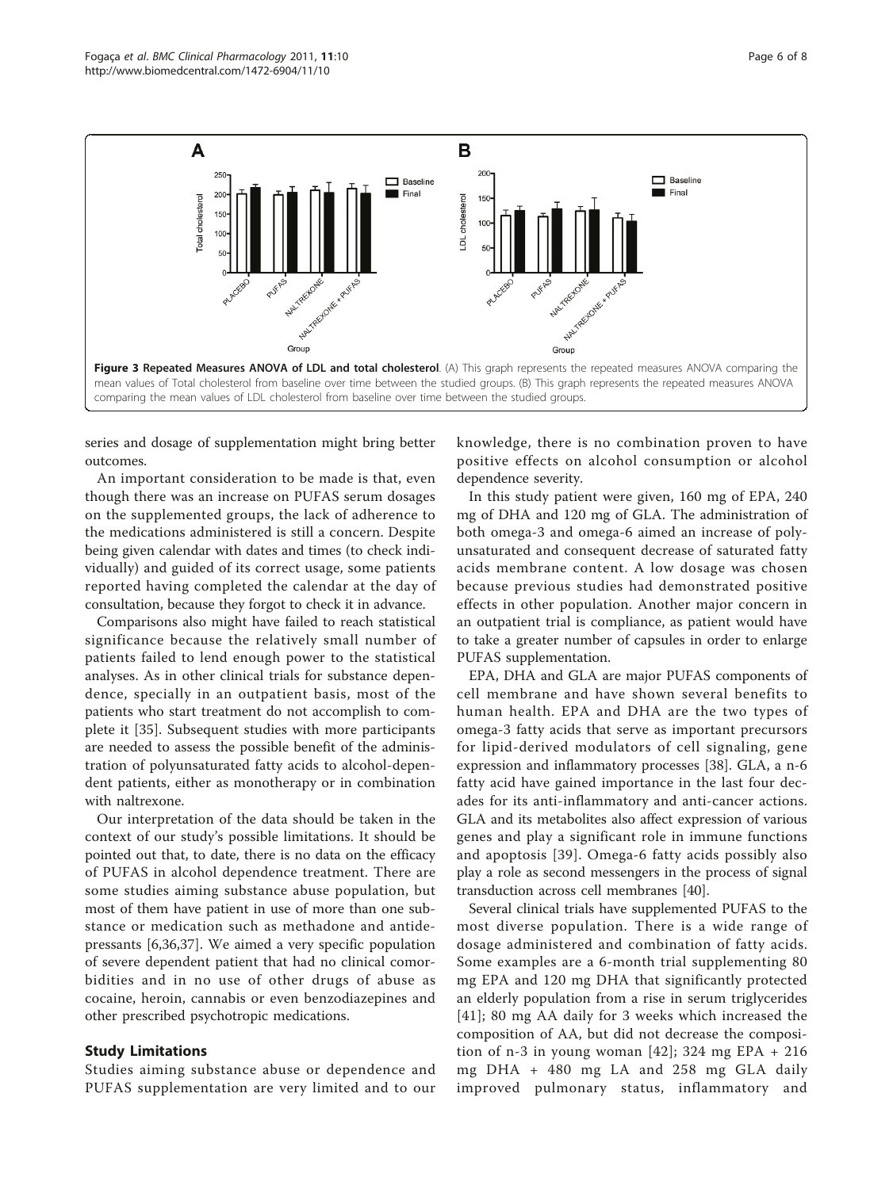**Figure 3 Repeated Measures ANOVA of LDL and total cholesterol**. (A) This graph represents the repeated measures ANOVA comparing the mean values of Total cholesterol from baseline over time between the studied groups. (B) This graph represents the repeated measures ANOVA comparing the mean values of LDL cholesterol from baseline over time between the studied groups.

series and dosage of supplementation might bring better outcomes.

An important consideration to be made is that, even though there was an increase on PUFAS serum dosages on the supplemented groups, the lack of adherence to the medications administered is still a concern. Despite being given calendar with dates and times (to check individually) and guided of its correct usage, some patients reported having completed the calendar at the day of consultation, because they forgot to check it in advance.

Comparisons also might have failed to reach statistical significance because the relatively small number of patients failed to lend enough power to the statistical analyses. As in other clinical trials for substance dependence, specially in an outpatient basis, most of the patients who start treatment do not accomplish to complete it [35]. Subsequent studies with more participants are needed to assess the possible benefit of the administration of polyunsaturated fatty acids to alcohol-dependent patients, either as monotherapy or in combination with naltrexone.

Our interpretation of the data should be taken in the context of our study's possible limitations. It should be pointed out that, to date, there is no data on the efficacy of PUFAS in alcohol dependence treatment. There are some studies aiming substance abuse population, but most of them have patient in use of more than one substance or medication such as methadone and antidepressants [6,36,37]. We aimed a very specific population of severe dependent patient that had no clinical comorbidities and in no use of other drugs of abuse as cocaine, heroin, cannabis or even benzodiazepines and other prescribed psychotropic medications.

## Study Limitations

Studies aiming substance abuse or dependence and PUFAS supplementation are very limited and to our knowledge, there is no combination proven to have positive effects on alcohol consumption or alcohol dependence severity.

In this study patient were given, 160 mg of EPA, 240 mg of DHA and 120 mg of GLA. The administration of both omega-3 and omega-6 aimed an increase of polyunsaturated and consequent decrease of saturated fatty acids membrane content. A low dosage was chosen because previous studies had demonstrated positive effects in other population. Another major concern in an outpatient trial is compliance, as patient would have to take a greater number of capsules in order to enlarge PUFAS supplementation.

EPA, DHA and GLA are major PUFAS components of cell membrane and have shown several benefits to human health. EPA and DHA are the two types of omega-3 fatty acids that serve as important precursors for lipid-derived modulators of cell signaling, gene expression and inflammatory processes [38]. GLA, a n-6 fatty acid have gained importance in the last four decades for its anti-inflammatory and anti-cancer actions. GLA and its metabolites also affect expression of various genes and play a significant role in immune functions and apoptosis [39]. Omega-6 fatty acids possibly also play a role as second messengers in the process of signal transduction across cell membranes [40].

Several clinical trials have supplemented PUFAS to the most diverse population. There is a wide range of dosage administered and combination of fatty acids. Some examples are a 6-month trial supplementing 80 mg EPA and 120 mg DHA that significantly protected an elderly population from a rise in serum triglycerides [41]; 80 mg AA daily for 3 weeks which increased the composition of AA, but did not decrease the composition of n-3 in young woman [42]; 324 mg EPA + 216 mg DHA + 480 mg LA and 258 mg GLA daily improved pulmonary status, inflammatory and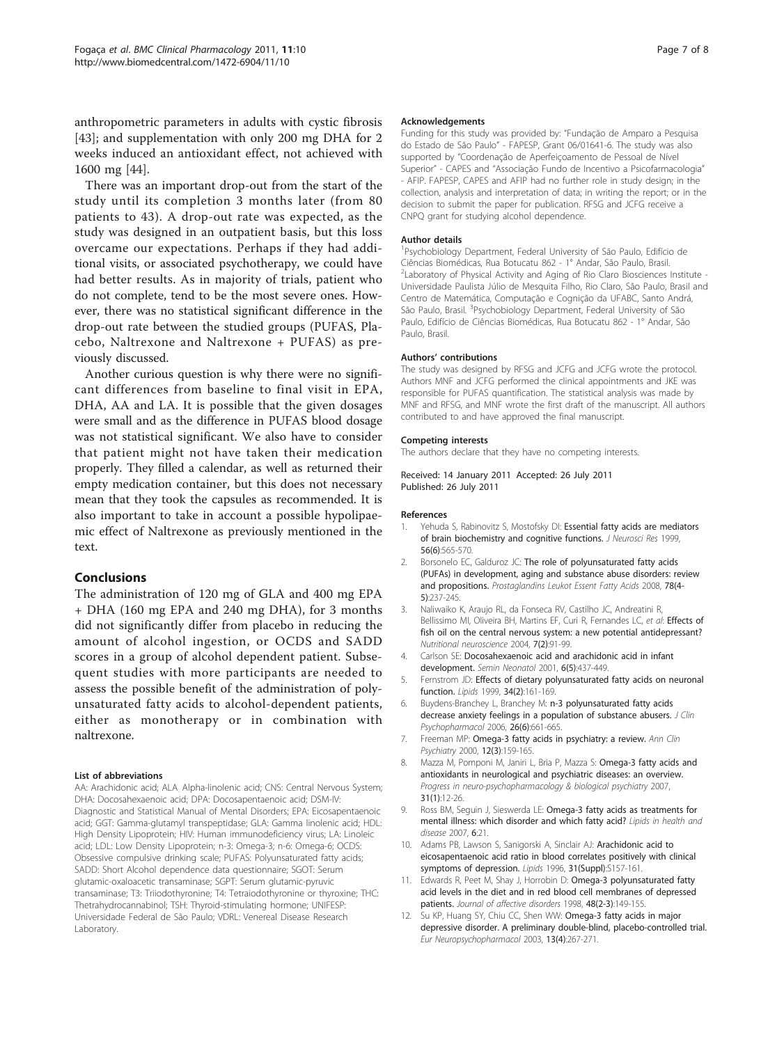anthropometric parameters in adults with cystic fibrosis [43]; and supplementation with only 200 mg DHA for 2 weeks induced an antioxidant effect, not achieved with 1600 mg [44].

There was an important drop-out from the start of the study until its completion 3 months later (from 80 patients to 43). A drop-out rate was expected, as the study was designed in an outpatient basis, but this loss overcame our expectations. Perhaps if they had additional visits, or associated psychotherapy, we could have had better results. As in majority of trials, patient who do not complete, tend to be the most severe ones. However, there was no statistical significant difference in the drop-out rate between the studied groups (PUFAS, Placebo, Naltrexone and Naltrexone + PUFAS) as previously discussed.

Another curious question is why there were no significant differences from baseline to final visit in EPA, DHA, AA and LA. It is possible that the given dosages were small and as the difference in PUFAS blood dosage was not statistical significant. We also have to consider that patient might not have taken their medication properly. They filled a calendar, as well as returned their empty medication container, but this does not necessary mean that they took the capsules as recommended. It is also important to take in account a possible hypolipaemic effect of Naltrexone as previously mentioned in the text.

## Conclusions

The administration of 120 mg of GLA and 400 mg EPA + DHA (160 mg EPA and 240 mg DHA), for 3 months did not significantly differ from placebo in reducing the amount of alcohol ingestion, or OCDS and SADD scores in a group of alcohol dependent patient. Subsequent studies with more participants are needed to assess the possible benefit of the administration of polyunsaturated fatty acids to alcohol-dependent patients, either as monotherapy or in combination with naltrexone.

#### List of abbreviations

AA: Arachidonic acid; ALA: Alpha-linolenic acid; CNS: Central Nervous System; DHA: Docosahexaenoic acid; DPA: Docosapentaenoic acid; DSM-IV: Diagnostic and Statistical Manual of Mental Disorders; EPA: Eicosapentaenoic acid; GGT: Gamma-glutamyl transpeptidase; GLA: Gamma linolenic acid; HDL: High Density Lipoprotein; HIV: Human immunodeficiency virus; LA: Linoleic acid; LDL: Low Density Lipoprotein; n-3: Omega-3; n-6: Omega-6; OCDS: Obsessive compulsive drinking scale; PUFAS: Polyunsaturated fatty acids; SADD: Short Alcohol dependence data questionnaire; SGOT: Serum glutamic-oxaloacetic transaminase; SGPT: Serum glutamic-pyruvic transaminase; T3: Triiodothyronine; T4: Tetraiodothyronine or thyroxine; THC: Thetrahydrocannabinol; TSH: Thyroid-stimulating hormone; UNIFESP: Universidade Federal de São Paulo; VDRL: Venereal Disease Research Laboratory.

#### Acknowledgements

Funding for this study was provided by: "Fundação de Amparo a Pesquisa do Estado de São Paulo" - FAPESP, Grant 06/01641-6. The study was also supported by "Coordenação de Aperfeiçoamento de Pessoal de Nível Superior" - CAPES and "Associação Fundo de Incentivo a Psicofarmacologia" - AFIP. FAPESP, CAPES and AFIP had no further role in study design; in the collection, analysis and interpretation of data; in writing the report; or in the decision to submit the paper for publication. RFSG and JCFG receive a CNPQ grant for studying alcohol dependence.

#### Author details

[1]Psychobiology Department, Federal University of São Paulo, Edifício de Ciências Biomédicas, Rua Botucatu 862 - 1° Andar, São Paulo, Brasil. [2]Laboratory of Physical Activity and Aging of Rio Claro Biosciences Institute - Universidade Paulista Júlio de Mesquita Filho, Rio Claro, São Paulo, Brasil and Centro de Matemática, Computação e Cognição da UFABC, Santo Andrá, São Paulo, Brasil. [3]Psychobiology Department, Federal University of São Paulo, Edifício de Ciências Biomédicas, Rua Botucatu 862 - 1° Andar, São Paulo, Brasil.

#### Authors' contributions

The study was designed by RFSG and JCFG and JCFG wrote the protocol. Authors MNF and JCFG performed the clinical appointments and JKE was responsible for PUFAS quantification. The statistical analysis was made by MNF and RFSG, and MNF wrote the first draft of the manuscript. All authors contributed to and have approved the final manuscript.

#### Competing interests

The authors declare that they have no competing interests.

Received: 14 January 2011 Accepted: 26 July 2011
Published: 26 July 2011

#### References

1. Yehuda S, Rabinovitz S, Mostofsky DI: Essential fatty acids are mediators of brain biochemistry and cognitive functions. *J Neurosci Res* 1999, 56(6):565-570.
2. Borsonelo EC, Galduroz JC: The role of polyunsaturated fatty acids (PUFAs) in development, aging and substance abuse disorders: review and propositions. *Prostaglandins Leukot Essent Fatty Acids* 2008, 78(4-5):237-245.
3. Naliwaiko K, Araujo RL, da Fonseca RV, Castilho JC, Andreatini R, Bellissimo MI, Oliveira BH, Martins EF, Curi R, Fernandes LC, *et al*: Effects of fish oil on the central nervous system: a new potential antidepressant? *Nutritional neuroscience* 2004, 7(2):91-99.
4. Carlson SE: Docosahexaenoic acid and arachidonic acid in infant development. *Semin Neonatol* 2001, 6(5):437-449.
5. Fernstrom JD: Effects of dietary polyunsaturated fatty acids on neuronal function. *Lipids* 1999, 34(2):161-169.
6. Buydens-Branchey L, Branchey M: n-3 polyunsaturated fatty acids decrease anxiety feelings in a population of substance abusers. *J Clin Psychopharmacol* 2006, 26(6):661-665.
7. Freeman MP: Omega-3 fatty acids in psychiatry: a review. *Ann Clin Psychiatry* 2000, 12(3):159-165.
8. Mazza M, Pomponi M, Janiri L, Bria P, Mazza S: Omega-3 fatty acids and antioxidants in neurological and psychiatric diseases: an overview. *Progress in neuro-psychopharmacology & biological psychiatry* 2007, 31(1):12-26.
9. Ross BM, Seguin J, Sieswerda LE: Omega-3 fatty acids as treatments for mental illness: which disorder and which fatty acid? *Lipids in health and disease* 2007, 6:21.
10. Adams PB, Lawson S, Sanigorski A, Sinclair AJ: Arachidonic acid to eicosapentaenoic acid ratio in blood correlates positively with clinical symptoms of depression. *Lipids* 1996, 31(Suppl):S157-161.
11. Edwards R, Peet M, Shay J, Horrobin D: Omega-3 polyunsaturated fatty acid levels in the diet and in red blood cell membranes of depressed patients. *Journal of affective disorders* 1998, 48(2-3):149-155.
12. Su KP, Huang SY, Chiu CC, Shen WW: Omega-3 fatty acids in major depressive disorder. A preliminary double-blind, placebo-controlled trial. *Eur Neuropsychopharmacol* 2003, 13(4):267-271.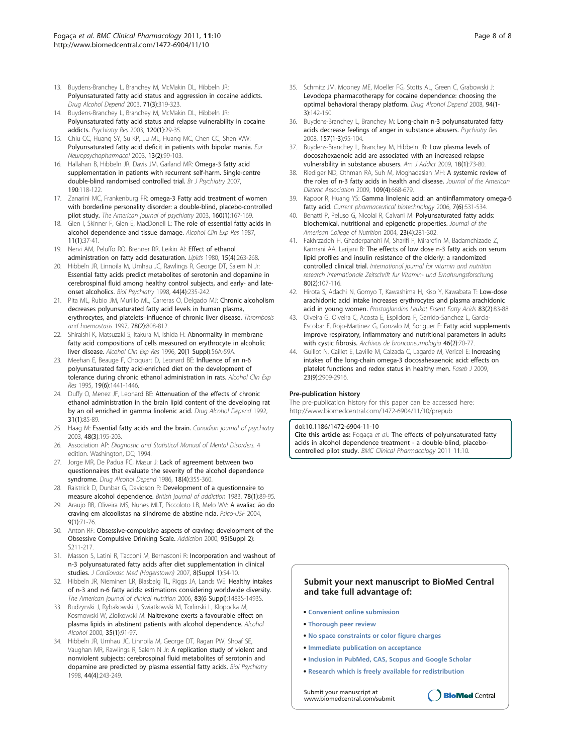13. Buydens-Branchey L, Branchey M, McMakin DL, Hibbeln JR: Polyunsaturated fatty acid status and aggression in cocaine addicts. *Drug Alcohol Depend* 2003, 71(3):319-323.
14. Buydens-Branchey L, Branchey M, McMakin DL, Hibbeln JR: Polyunsaturated fatty acid status and relapse vulnerability in cocaine addicts. *Psychiatry Res* 2003, 120(1):29-35.
15. Chiu CC, Huang SY, Su KP, Lu ML, Huang MC, Chen CC, Shen WW: Polyunsaturated fatty acid deficit in patients with bipolar mania. *Eur Neuropsychopharmacol* 2003, 13(2):99-103.
16. Hallahan B, Hibbeln JR, Davis JM, Garland MR: Omega-3 fatty acid supplementation in patients with recurrent self-harm. Single-centre double-blind randomised controlled trial. *Br J Psychiatry* 2007, 190:118-122.
17. Zanarini MC, Frankenburg FR: omega-3 Fatty acid treatment of women with borderline personality disorder: a double-blind, placebo-controlled pilot study. *The American journal of psychiatry* 2003, 160(1):167-169.
18. Glen I, Skinner F, Glen E, MacDonell L: The role of essential fatty acids in alcohol dependence and tissue damage. *Alcohol Clin Exp Res* 1987, 11(1):37-41.
19. Nervi AM, Peluffo RO, Brenner RR, Leikin AI: Effect of ethanol administration on fatty acid desaturation. *Lipids* 1980, 15(4):263-268.
20. Hibbeln JR, Linnoila M, Umhau JC, Rawlings R, George DT, Salem N Jr: Essential fatty acids predict metabolites of serotonin and dopamine in cerebrospinal fluid among healthy control subjects, and early- and late-onset alcoholics. *Biol Psychiatry* 1998, 44(4):235-242.
21. Pita ML, Rubio JM, Murillo ML, Carreras O, Delgado MJ: Chronic alcoholism decreases polyunsaturated fatty acid levels in human plasma, erythrocytes, and platelets–influence of chronic liver disease. *Thrombosis and haemostasis* 1997, 78(2):808-812.
22. Shiraishi K, Matsuzaki S, Itakura M, Ishida H: Abnormality in membrane fatty acid compositions of cells measured on erythrocyte in alcoholic liver disease. *Alcohol Clin Exp Res* 1996, 20(1 Suppl):56A-59A.
23. Meehan E, Beauge F, Choquart D, Leonard BE: Influence of an n-6 polyunsaturated fatty acid-enriched diet on the development of tolerance during chronic ethanol administration in rats. *Alcohol Clin Exp Res* 1995, 19(6):1441-1446.
24. Duffy O, Menez JF, Leonard BE: Attenuation of the effects of chronic ethanol administration in the brain lipid content of the developing rat by an oil enriched in gamma linolenic acid. *Drug Alcohol Depend* 1992, 31(1):85-89.
25. Haag M: Essential fatty acids and the brain. *Canadian journal of psychiatry* 2003, 48(3):195-203.
26. Association AP: *Diagnostic and Statistical Manual of Mental Disorders*. 4 edition. Washington, DC; 1994.
27. Jorge MR, De Padua FC, Masur J: Lack of agreement between two questionnaires that evaluate the severity of the alcohol dependence syndrome. *Drug Alcohol Depend* 1986, 18(4):355-360.
28. Raistrick D, Dunbar G, Davidson R: Development of a questionnaire to measure alcohol dependence. *British journal of addiction* 1983, 78(1):89-95.
29. Araujo RB, Oliveira MS, Nunes MLT, Piccoloto LB, Melo WV: A avaliac ão do craving em alcoolistas na siíndrome de abstine ncia. *Psico-USF* 2004, 9(1):71-76.
30. Anton RF: Obsessive-compulsive aspects of craving: development of the Obsessive Compulsive Drinking Scale. *Addiction* 2000, 95(Suppl 2):S211-217.
31. Masson S, Latini R, Tacconi M, Bernasconi R: Incorporation and washout of n-3 polyunsaturated fatty acids after diet supplementation in clinical studies. *J Cardiovasc Med (Hagerstown)* 2007, 8(Suppl 1):S4-10.
32. Hibbeln JR, Nieminen LR, Blasbalg TL, Riggs JA, Lands WE: Healthy intakes of n-3 and n-6 fatty acids: estimations considering worldwide diversity. *The American journal of clinical nutrition* 2006, 83(6 Suppl):1483S-1493S.
33. Budzynski J, Rybakowski J, Swiatkowski M, Torlinski L, Klopocka M, Kosmowski W, Ziolkowski M: Naltrexone exerts a favourable effect on plasma lipids in abstinent patients with alcohol dependence. *Alcohol Alcohol* 2000, 35(1):91-97.
34. Hibbeln JR, Umhau JC, Linnoila M, George DT, Ragan PW, Shoaf SE, Vaughan MR, Rawlings R, Salem N Jr: A replication study of violent and nonviolent subjects: cerebrospinal fluid metabolites of serotonin and dopamine are predicted by plasma essential fatty acids. *Biol Psychiatry* 1998, 44(4):243-249.
35. Schmitz JM, Mooney ME, Moeller FG, Stotts AL, Green C, Grabowski J: Levodopa pharmacotherapy for cocaine dependence: choosing the optimal behavioral therapy platform. *Drug Alcohol Depend* 2008, 94(1-3):142-150.
36. Buydens-Branchey L, Branchey M: Long-chain n-3 polyunsaturated fatty acids decrease feelings of anger in substance abusers. *Psychiatry Res* 2008, 157(1-3):95-104.
37. Buydens-Branchey L, Branchey M, Hibbeln JR: Low plasma levels of docosahexaenoic acid are associated with an increased relapse vulnerability in substance abusers. *Am J Addict* 2009, 18(1):73-80.
38. Riediger ND, Othman RA, Suh M, Moghadasian MH: A systemic review of the roles of n-3 fatty acids in health and disease. *Journal of the American Dietetic Association* 2009, 109(4):668-679.
39. Kapoor R, Huang YS: Gamma linolenic acid: an antiinflammatory omega-6 fatty acid. *Current pharmaceutical biotechnology* 2006, 7(6):531-534.
40. Benatti P, Peluso G, Nicolai R, Calvani M: Polyunsaturated fatty acids: biochemical, nutritional and epigenetic properties. *Journal of the American College of Nutrition* 2004, 23(4):281-302.
41. Fakhrzadeh H, Ghaderpanahi M, Sharifi F, Mirarefin M, Badamchizade Z, Kamrani AA, Larijani B: The effects of low dose n-3 fatty acids on serum lipid profiles and insulin resistance of the elderly: a randomized controlled clinical trial. *International journal for vitamin and nutrition research Internationale Zeitschrift fur Vitamin- und Ernahrungsforschung* 80(2):107-116.
42. Hirota S, Adachi N, Gomyo T, Kawashima H, Kiso Y, Kawabata T: Low-dose arachidonic acid intake increases erythrocytes and plasma arachidonic acid in young women. *Prostaglandins Leukot Essent Fatty Acids* 83(2):83-88.
43. Olveira G, Olveira C, Acosta E, Espildora F, Garrido-Sanchez L, Garcia-Escobar E, Rojo-Martinez G, Gonzalo M, Soriguer F: Fatty acid supplements improve respiratory, inflammatory and nutritional parameters in adults with cystic fibrosis. *Archivos de bronconeumologia* 46(2):70-77.
44. Guillot N, Caillet E, Laville M, Calzada C, Lagarde M, Vericel E: Increasing intakes of the long-chain omega-3 docosahexaenoic acid: effects on platelet functions and redox status in healthy men. *Faseb J* 2009, 23(9):2909-2916.

### Pre-publication history

The pre-publication history for this paper can be accessed here: http://www.biomedcentral.com/1472-6904/11/10/prepub

doi:10.1186/1472-6904-11-10

**Cite this article as:** Fogaça *et al.*: The effects of polyunsaturated fatty acids in alcohol dependence treatment - a double-blind, placebo-controlled pilot study. *BMC Clinical Pharmacology* 2011 11:10.

**Submit your next manuscript to BioMed Central and take full advantage of:**

- Convenient online submission
- Thorough peer review
- No space constraints or color figure charges
- Immediate publication on acceptance
- Inclusion in PubMed, CAS, Scopus and Google Scholar
- Research which is freely available for redistribution

Submit your manuscript at www.biomedcentral.com/submit

BioMed Central